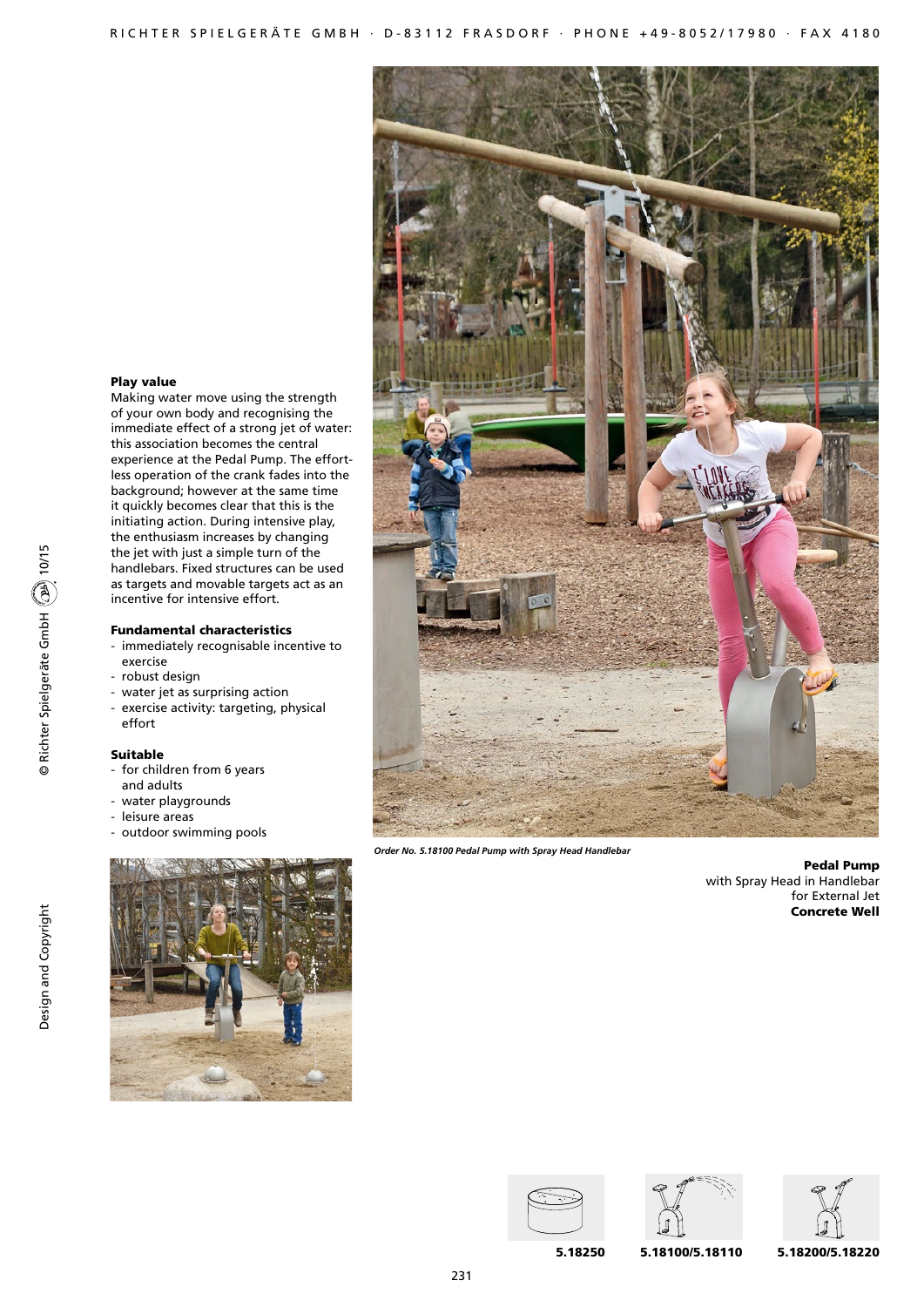## Play value

Making water move using the strength of your own body and recognising the immediate effect of a strong jet of water: this association becomes the central experience at the Pedal Pump. The effortless operation of the crank fades into the background; however at the same time it quickly becomes clear that this is the initiating action. During intensive play, the enthusiasm increases by changing the jet with just a simple turn of the handlebars. Fixed structures can be used as targets and movable targets act as an incentive for intensive effort.

## Fundamental characteristics

- immediately recognisable incentive to exercise
- robust design
- water jet as surprising action
- exercise activity: targeting, physical effort

## Suitable

- for children from 6 years and adults
- water playgrounds
- leisure areas
- outdoor swimming pools

*Order No. 5.18100 Pedal Pump with Spray Head Handlebar*

**Pedal Pump**
with Spray Head in Handlebar
for External Jet
**Concrete Well**

**5.18250** **5.18100/5.18110** **5.18200/5.18220**

Design and Copyright © Richter Spielgeräte GmbH 10/15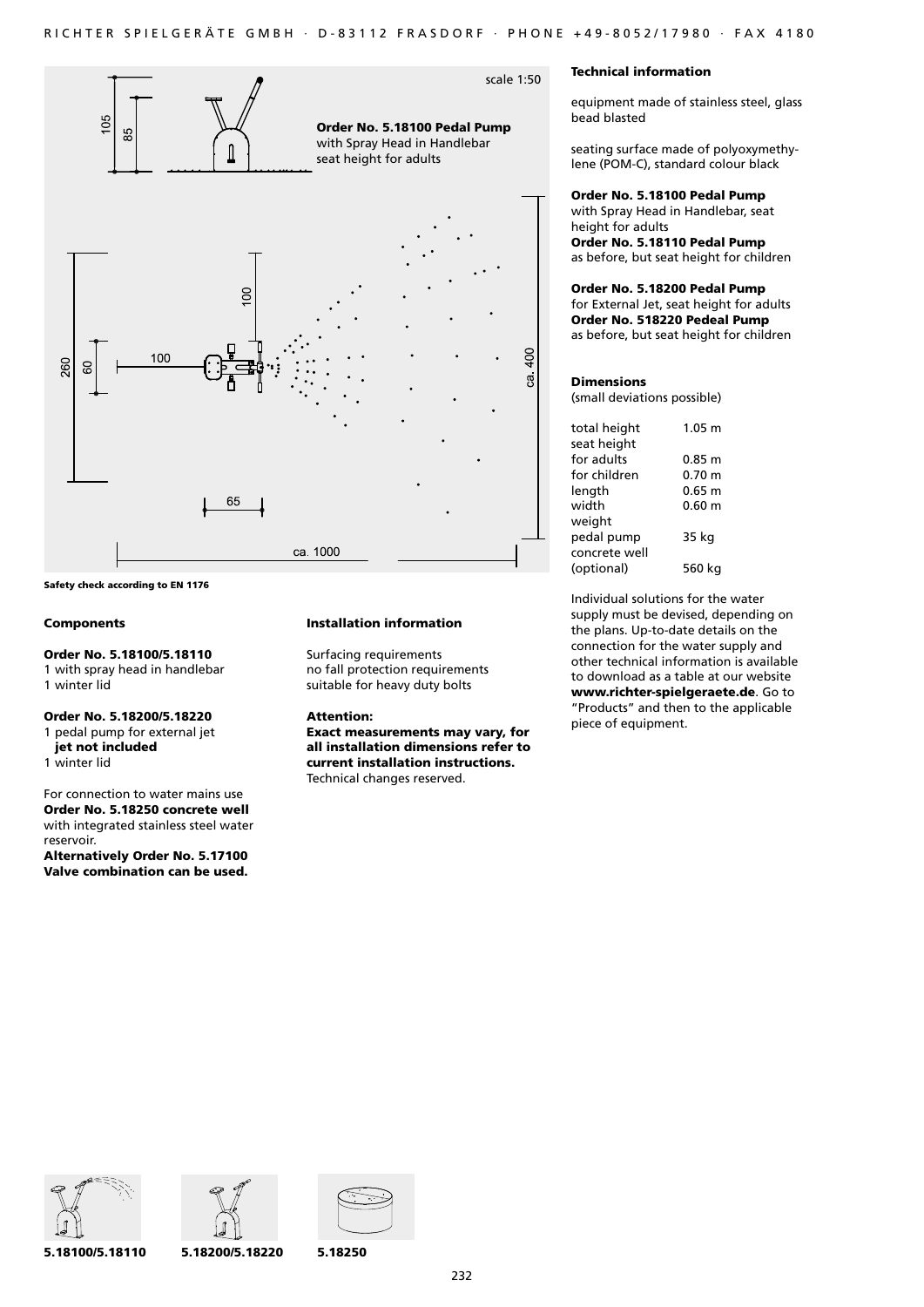scale 1:50

**Order No. 5.18100 Pedal Pump**
with Spray Head in Handlebar
seat height for adults

105
85
100
260
60
100
ca. 400
65
ca. 1000

**Safety check according to EN 1176**

### Technical information

equipment made of stainless steel, glass bead blasted

seating surface made of polyoxymethylene (POM-C), standard colour black

**Order No. 5.18100 Pedal Pump**
with Spray Head in Handlebar, seat height for adults
**Order No. 5.18110 Pedal Pump**
as before, but seat height for children

**Order No. 5.18200 Pedal Pump**
for External Jet, seat height for adults
**Order No. 518220 Pedeal Pump**
as before, but seat height for children

### Dimensions

(small deviations possible)

| | |
|---|---|
| total height | 1.05 m |
| seat height | |
| for adults | 0.85 m |
| for children | 0.70 m |
| length | 0.65 m |
| width | 0.60 m |
| weight | |
| pedal pump | 35 kg |
| concrete well (optional) | 560 kg |

Individual solutions for the water supply must be devised, depending on the plans. Up-to-date details on the connection for the water supply and other technical information is available to download as a table at our website **www.richter-spielgeraete.de**. Go to "Products" and then to the applicable piece of equipment.

### Components

**Order No. 5.18100/5.18110**
1 with spray head in handlebar
1 winter lid

**Order No. 5.18200/5.18220**
1 pedal pump for external jet
**jet not included**
1 winter lid

For connection to water mains use **Order No. 5.18250 concrete well** with integrated stainless steel water reservoir.
**Alternatively Order No. 5.17100 Valve combination can be used.**

### Installation information

Surfacing requirements
no fall protection requirements
suitable for heavy duty bolts

**Attention:**
**Exact measurements may vary, for all installation dimensions refer to current installation instructions.**
Technical changes reserved.

**5.18100/5.18110**

**5.18200/5.18220**

**5.18250**